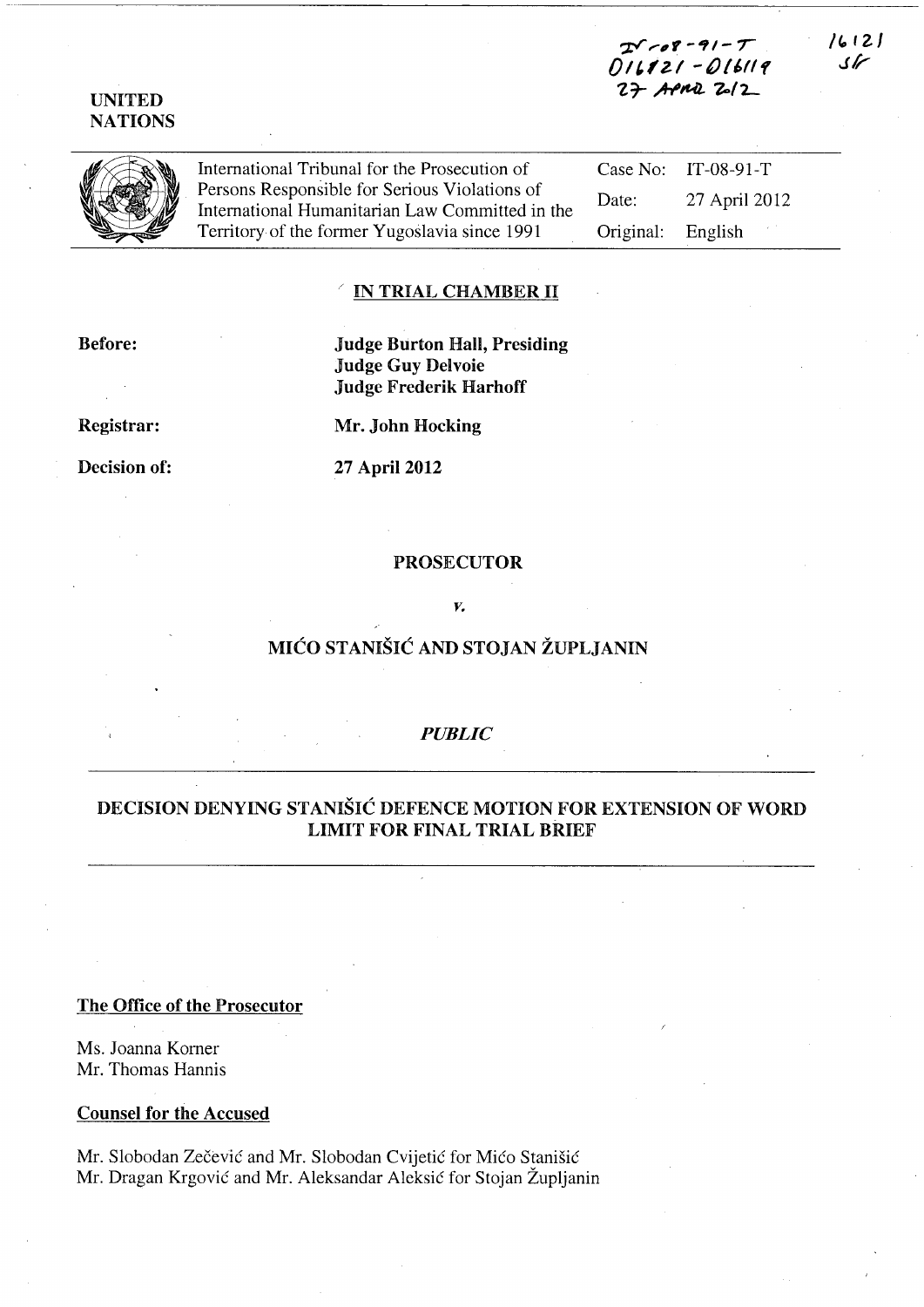IT-08-91-T
D16121 - D16119
27 April 2012

16121
SF

UNITED NATIONS

| | | |
|---|---|---|
| International Tribunal for the Prosecution of Persons Responsible for Serious Violations of International Humanitarian Law Committed in the Territory of the former Yugoslavia since 1991 | Case No: | IT-08-91-T |
| | Date: | 27 April 2012 |
| | Original: | English |

## IN TRIAL CHAMBER II

**Before:** **Judge Burton Hall, Presiding**
**Judge Guy Delvoie**
**Judge Frederik Harhoff**

**Registrar:** **Mr. John Hocking**

**Decision of:** **27 April 2012**

**PROSECUTOR**

*v.*

**MIĆO STANIŠIĆ AND STOJAN ŽUPLJANIN**

*PUBLIC*

## DECISION DENYING STANIŠIĆ DEFENCE MOTION FOR EXTENSION OF WORD LIMIT FOR FINAL TRIAL BRIEF

**The Office of the Prosecutor**

Ms. Joanna Korner
Mr. Thomas Hannis

**Counsel for the Accused**

Mr. Slobodan Zečević and Mr. Slobodan Cvijetić for Mićo Stanišić
Mr. Dragan Krgović and Mr. Aleksandar Aleksić for Stojan Župljanin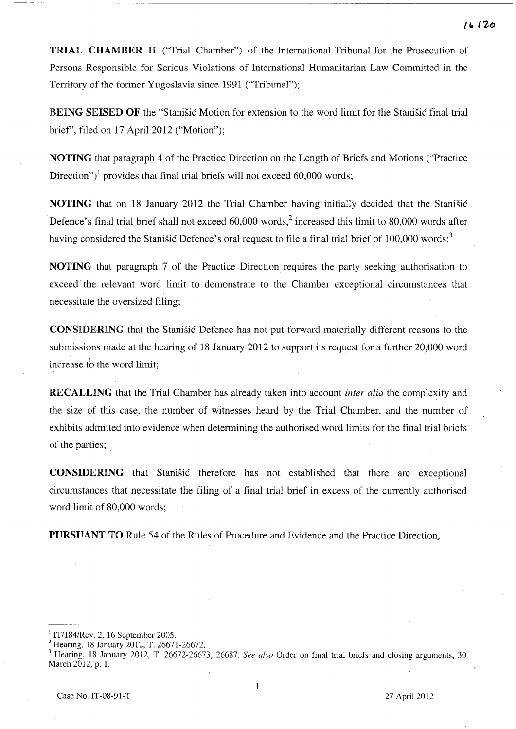**TRIAL CHAMBER II** ("Trial Chamber") of the International Tribunal for the Prosecution of Persons Responsible for Serious Violations of International Humanitarian Law Committed in the Territory of the former Yugoslavia since 1991 ("Tribunal");

**BEING SEISED OF** the "Stanišić Motion for extension to the word limit for the Stanišić final trial brief", filed on 17 April 2012 ("Motion");

**NOTING** that paragraph 4 of the Practice Direction on the Length of Briefs and Motions ("Practice Direction")[1] provides that final trial briefs will not exceed 60,000 words;

**NOTING** that on 18 January 2012 the Trial Chamber having initially decided that the Stanišić Defence's final trial brief shall not exceed 60,000 words,[2] increased this limit to 80,000 words after having considered the Stanišić Defence's oral request to file a final trial brief of 100,000 words;[3]

**NOTING** that paragraph 7 of the Practice Direction requires the party seeking authorisation to exceed the relevant word limit to demonstrate to the Chamber exceptional circumstances that necessitate the oversized filing;

**CONSIDERING** that the Stanišić Defence has not put forward materially different reasons to the submissions made at the hearing of 18 January 2012 to support its request for a further 20,000 word increase to the word limit;

**RECALLING** that the Trial Chamber has already taken into account *inter alia* the complexity and the size of this case, the number of witnesses heard by the Trial Chamber, and the number of exhibits admitted into evidence when determining the authorised word limits for the final trial briefs of the parties;

**CONSIDERING** that Stanišić therefore has not established that there are exceptional circumstances that necessitate the filing of a final trial brief in excess of the currently authorised word limit of 80,000 words;

**PURSUANT TO** Rule 54 of the Rules of Procedure and Evidence and the Practice Direction,

---

[1] IT/184/Rev. 2, 16 September 2005.

[2] Hearing, 18 January 2012, T. 26671-26672.

[3] Hearing, 18 January 2012, T. 26672-26673, 26687. *See also* Order on final trial briefs and closing arguments, 30 March 2012, p. 1.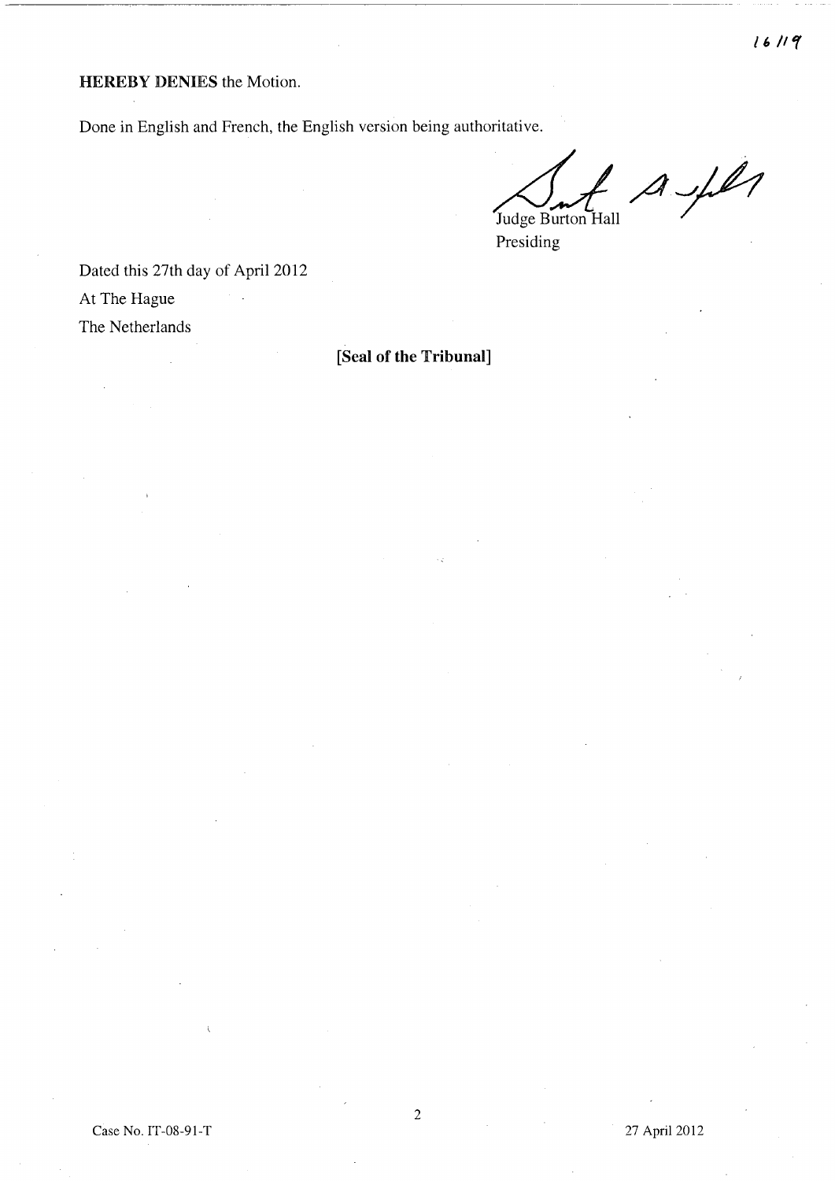**HEREBY DENIES** the Motion.

Done in English and French, the English version being authoritative.

Judge Burton Hall
Presiding

Dated this 27th day of April 2012
At The Hague
The Netherlands

**[Seal of the Tribunal]**